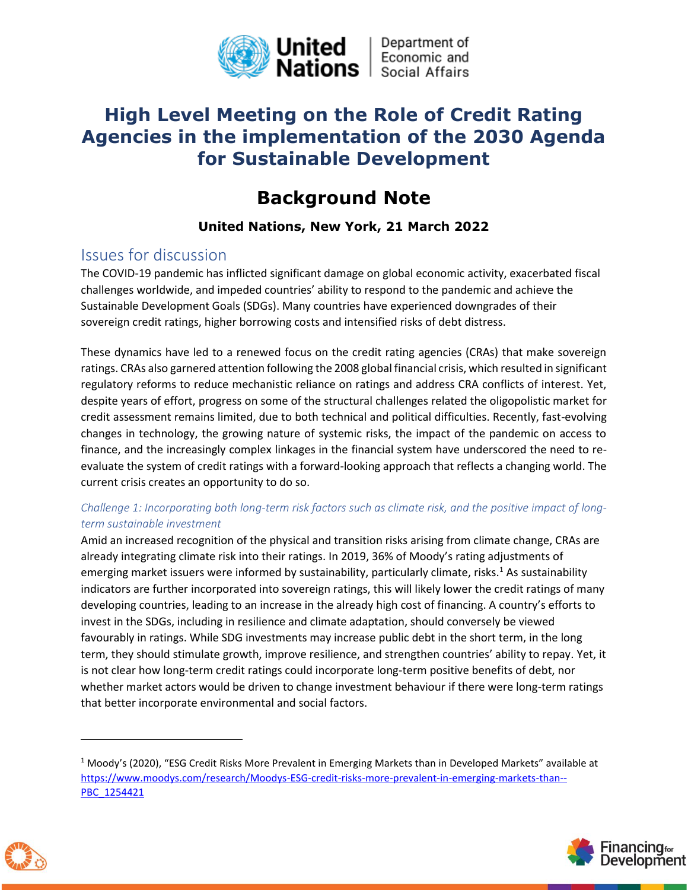# High Level Meeting on the Role of Credit Rating Agencies in the implementation of the 2030 Agenda for Sustainable Development

## Background Note

**United Nations, New York, 21 March 2022**

## Issues for discussion

The COVID-19 pandemic has inflicted significant damage on global economic activity, exacerbated fiscal challenges worldwide, and impeded countries' ability to respond to the pandemic and achieve the Sustainable Development Goals (SDGs). Many countries have experienced downgrades of their sovereign credit ratings, higher borrowing costs and intensified risks of debt distress.

These dynamics have led to a renewed focus on the credit rating agencies (CRAs) that make sovereign ratings. CRAs also garnered attention following the 2008 global financial crisis, which resulted in significant regulatory reforms to reduce mechanistic reliance on ratings and address CRA conflicts of interest. Yet, despite years of effort, progress on some of the structural challenges related the oligopolistic market for credit assessment remains limited, due to both technical and political difficulties. Recently, fast-evolving changes in technology, the growing nature of systemic risks, the impact of the pandemic on access to finance, and the increasingly complex linkages in the financial system have underscored the need to re-evaluate the system of credit ratings with a forward-looking approach that reflects a changing world. The current crisis creates an opportunity to do so.

### *Challenge 1: Incorporating both long-term risk factors such as climate risk, and the positive impact of long-term sustainable investment*

Amid an increased recognition of the physical and transition risks arising from climate change, CRAs are already integrating climate risk into their ratings. In 2019, 36% of Moody's rating adjustments of emerging market issuers were informed by sustainability, particularly climate, risks.[1] As sustainability indicators are further incorporated into sovereign ratings, this will likely lower the credit ratings of many developing countries, leading to an increase in the already high cost of financing. A country's efforts to invest in the SDGs, including in resilience and climate adaptation, should conversely be viewed favourably in ratings. While SDG investments may increase public debt in the short term, in the long term, they should stimulate growth, improve resilience, and strengthen countries' ability to repay. Yet, it is not clear how long-term credit ratings could incorporate long-term positive benefits of debt, nor whether market actors would be driven to change investment behaviour if there were long-term ratings that better incorporate environmental and social factors.

---

[1] Moody's (2020), "ESG Credit Risks More Prevalent in Emerging Markets than in Developed Markets" available at https://www.moodys.com/research/Moodys-ESG-credit-risks-more-prevalent-in-emerging-markets-than--PBC_1254421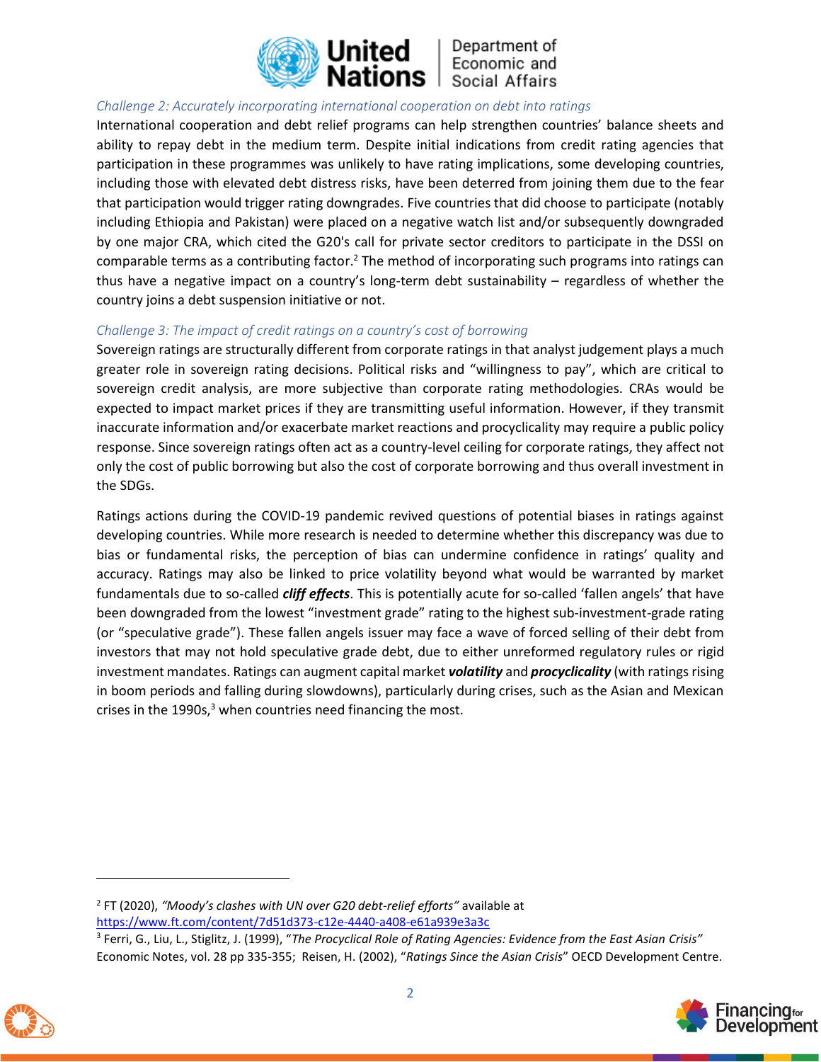### *Challenge 2: Accurately incorporating international cooperation on debt into ratings*

International cooperation and debt relief programs can help strengthen countries' balance sheets and ability to repay debt in the medium term. Despite initial indications from credit rating agencies that participation in these programmes was unlikely to have rating implications, some developing countries, including those with elevated debt distress risks, have been deterred from joining them due to the fear that participation would trigger rating downgrades. Five countries that did choose to participate (notably including Ethiopia and Pakistan) were placed on a negative watch list and/or subsequently downgraded by one major CRA, which cited the G20's call for private sector creditors to participate in the DSSI on comparable terms as a contributing factor.[2] The method of incorporating such programs into ratings can thus have a negative impact on a country's long-term debt sustainability – regardless of whether the country joins a debt suspension initiative or not.

### *Challenge 3: The impact of credit ratings on a country's cost of borrowing*

Sovereign ratings are structurally different from corporate ratings in that analyst judgement plays a much greater role in sovereign rating decisions. Political risks and "willingness to pay", which are critical to sovereign credit analysis, are more subjective than corporate rating methodologies. CRAs would be expected to impact market prices if they are transmitting useful information. However, if they transmit inaccurate information and/or exacerbate market reactions and procyclicality may require a public policy response. Since sovereign ratings often act as a country-level ceiling for corporate ratings, they affect not only the cost of public borrowing but also the cost of corporate borrowing and thus overall investment in the SDGs.

Ratings actions during the COVID-19 pandemic revived questions of potential biases in ratings against developing countries. While more research is needed to determine whether this discrepancy was due to bias or fundamental risks, the perception of bias can undermine confidence in ratings' quality and accuracy. Ratings may also be linked to price volatility beyond what would be warranted by market fundamentals due to so-called ***cliff effects***. This is potentially acute for so-called 'fallen angels' that have been downgraded from the lowest "investment grade" rating to the highest sub-investment-grade rating (or "speculative grade"). These fallen angels issuer may face a wave of forced selling of their debt from investors that may not hold speculative grade debt, due to either unreformed regulatory rules or rigid investment mandates. Ratings can augment capital market ***volatility*** and ***procyclicality*** (with ratings rising in boom periods and falling during slowdowns), particularly during crises, such as the Asian and Mexican crises in the 1990s,[3] when countries need financing the most.

---

[2] FT (2020), *"Moody's clashes with UN over G20 debt-relief efforts"* available at https://www.ft.com/content/7d51d373-c12e-4440-a408-e61a939e3a3c

[3] Ferri, G., Liu, L., Stiglitz, J. (1999), "*The Procyclical Role of Rating Agencies: Evidence from the East Asian Crisis"* Economic Notes, vol. 28 pp 335-355; Reisen, H. (2002), "*Ratings Since the Asian Crisis*" OECD Development Centre.